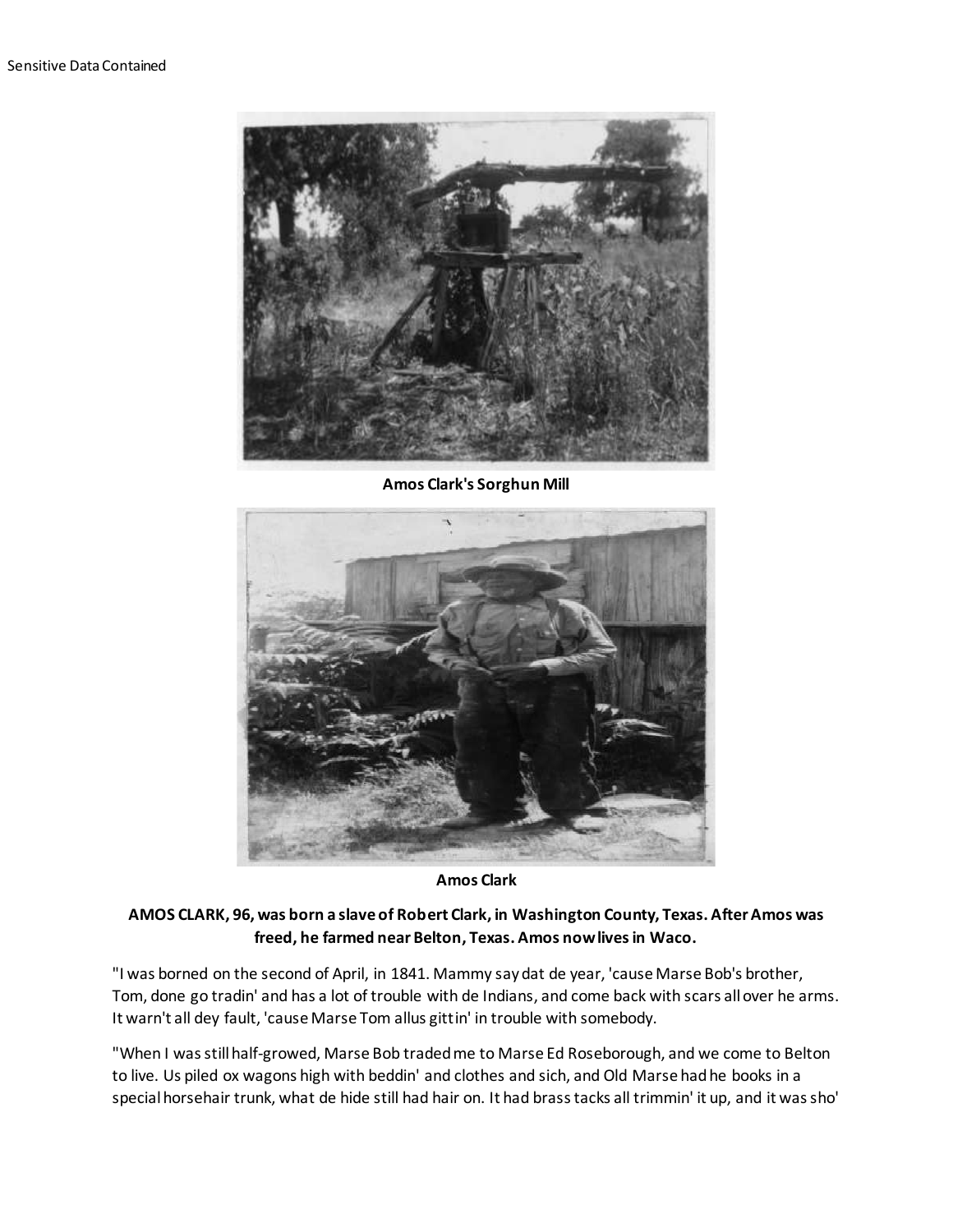Amos Clark's Sorghun Mill

Amos Clark

**AMOS CLARK, 96, was born a slave of Robert Clark, in Washington County, Texas. After Amos was freed, he farmed near Belton, Texas. Amos now lives in Waco.**

"I was borned on the second of April, in 1841. Mammy say dat de year, 'cause Marse Bob's brother, Tom, done go tradin' and has a lot of trouble with de Indians, and come back with scars all over he arms. It warn't all dey fault, 'cause Marse Tom allus gittin' in trouble with somebody.

"When I was still half-growed, Marse Bob traded me to Marse Ed Roseborough, and we come to Belton to live. Us piled ox wagons high with beddin' and clothes and sich, and Old Marse had he books in a special horsehair trunk, what de hide still had hair on. It had brass tacks all trimmin' it up, and it was sho'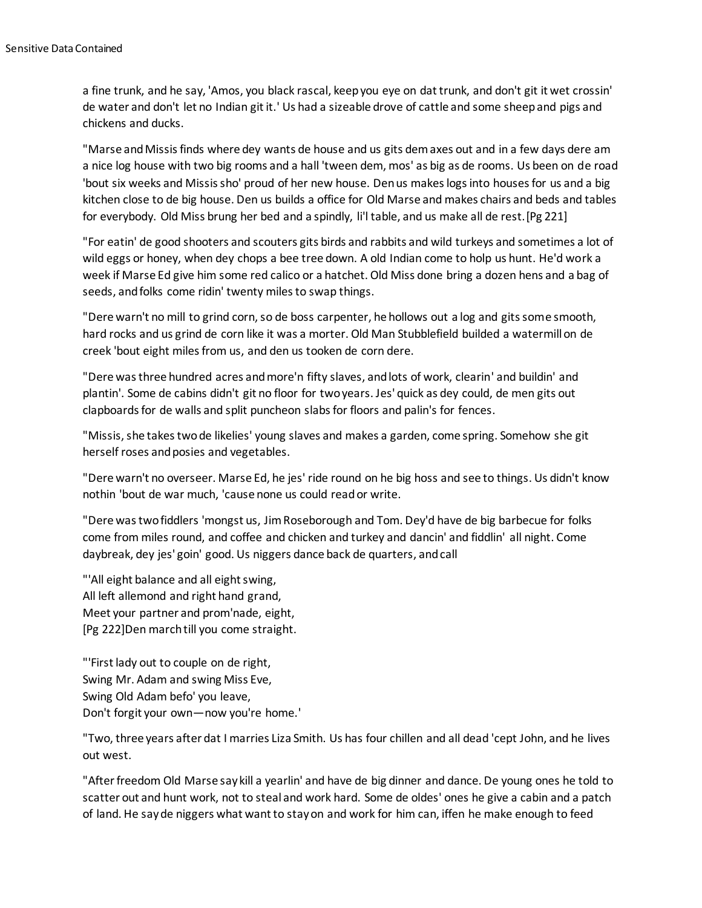a fine trunk, and he say, 'Amos, you black rascal, keep you eye on dat trunk, and don't git it wet crossin' de water and don't let no Indian git it.' Us had a sizeable drove of cattle and some sheep and pigs and chickens and ducks.

"Marse and Missis finds where dey wants de house and us gits dem axes out and in a few days dere am a nice log house with two big rooms and a hall 'tween dem, mos' as big as de rooms. Us been on de road 'bout six weeks and Missis sho' proud of her new house. Den us makes logs into houses for us and a big kitchen close to de big house. Den us builds a office for Old Marse and makes chairs and beds and tables for everybody. Old Miss brung her bed and a spindly, li'l table, and us make all de rest. [Pg 221]

"For eatin' de good shooters and scouters gits birds and rabbits and wild turkeys and sometimes a lot of wild eggs or honey, when dey chops a bee tree down. A old Indian come to help us hunt. He'd work a week if Marse Ed give him some red calico or a hatchet. Old Miss done bring a dozen hens and a bag of seeds, and folks come ridin' twenty miles to swap things.

"Dere warn't no mill to grind corn, so de boss carpenter, he hollows out a log and gits some smooth, hard rocks and us grind de corn like it was a morter. Old Man Stubblefield builded a watermill on de creek 'bout eight miles from us, and den us tooken de corn dere.

"Dere was three hundred acres and more'n fifty slaves, and lots of work, clearin' and buildin' and plantin'. Some de cabins didn't git no floor for two years. Jes' quick as dey could, de men gits out clapboards for de walls and split puncheon slabs for floors and palin's for fences.

"Missis, she takes two de likelies' young slaves and makes a garden, come spring. Somehow she git herself roses and posies and vegetables.

"Dere warn't no overseer. Marse Ed, he jes' ride round on he big hoss and see to things. Us didn't know nothin 'bout de war much, 'cause none us could read or write.

"Dere was two fiddlers 'mongst us, Jim Roseborough and Tom. Dey'd have de big barbecue for folks come from miles round, and coffee and chicken and turkey and dancin' and fiddlin' all night. Come daybreak, dey jes' goin' good. Us niggers dance back de quarters, and call

"'All eight balance and all eight swing,
All left allemond and right hand grand,
Meet your partner and prom'nade, eight,
[Pg 222]Den march till you come straight.

"'First lady out to couple on de right,
Swing Mr. Adam and swing Miss Eve,
Swing Old Adam befo' you leave,
Don't forgit your own—now you're home.'

"Two, three years after dat I marries Liza Smith. Us has four chillen and all dead 'cept John, and he lives out west.

"After freedom Old Marse say kill a yearlin' and have de big dinner and dance. De young ones he told to scatter out and hunt work, not to steal and work hard. Some de oldes' ones he give a cabin and a patch of land. He say de niggers what want to stay on and work for him can, iffen he make enough to feed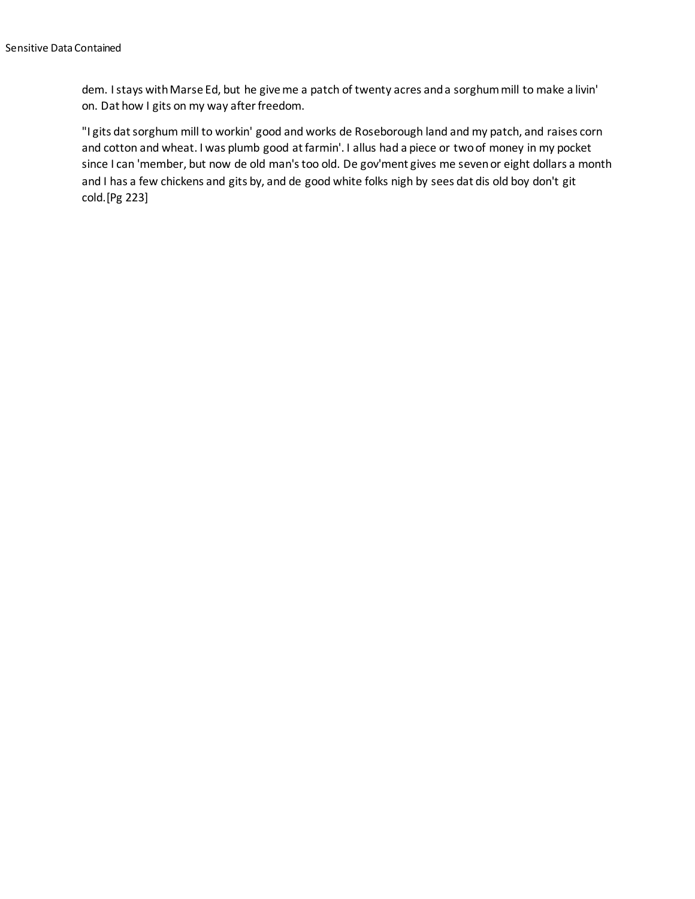dem. I stays with Marse Ed, but he give me a patch of twenty acres and a sorghum mill to make a livin' on. Dat how I gits on my way after freedom.

"I gits dat sorghum mill to workin' good and works de Roseborough land and my patch, and raises corn and cotton and wheat. I was plumb good at farmin'. I allus had a piece or two of money in my pocket since I can 'member, but now de old man's too old. De gov'ment gives me seven or eight dollars a month and I has a few chickens and gits by, and de good white folks nigh by sees dat dis old boy don't git cold.[Pg 223]